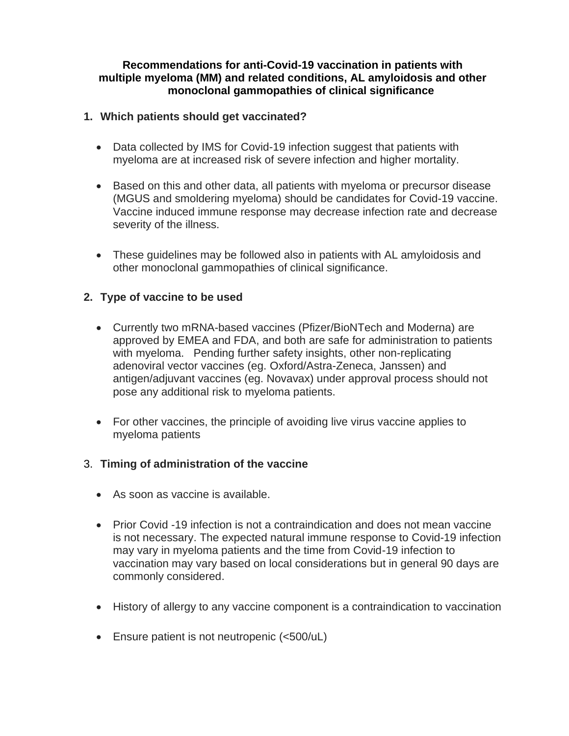# Recommendations for anti-Covid-19 vaccination in patients with multiple myeloma (MM) and related conditions, AL amyloidosis and other monoclonal gammopathies of clinical significance

## 1. Which patients should get vaccinated?

- Data collected by IMS for Covid-19 infection suggest that patients with myeloma are at increased risk of severe infection and higher mortality.

- Based on this and other data, all patients with myeloma or precursor disease (MGUS and smoldering myeloma) should be candidates for Covid-19 vaccine. Vaccine induced immune response may decrease infection rate and decrease severity of the illness.

- These guidelines may be followed also in patients with AL amyloidosis and other monoclonal gammopathies of clinical significance.

## 2. Type of vaccine to be used

- Currently two mRNA-based vaccines (Pfizer/BioNTech and Moderna) are approved by EMEA and FDA, and both are safe for administration to patients with myeloma. Pending further safety insights, other non-replicating adenoviral vector vaccines (eg. Oxford/Astra-Zeneca, Janssen) and antigen/adjuvant vaccines (eg. Novavax) under approval process should not pose any additional risk to myeloma patients.

- For other vaccines, the principle of avoiding live virus vaccine applies to myeloma patients

## 3. Timing of administration of the vaccine

- As soon as vaccine is available.

- Prior Covid -19 infection is not a contraindication and does not mean vaccine is not necessary. The expected natural immune response to Covid-19 infection may vary in myeloma patients and the time from Covid-19 infection to vaccination may vary based on local considerations but in general 90 days are commonly considered.

- History of allergy to any vaccine component is a contraindication to vaccination

- Ensure patient is not neutropenic (<500/uL)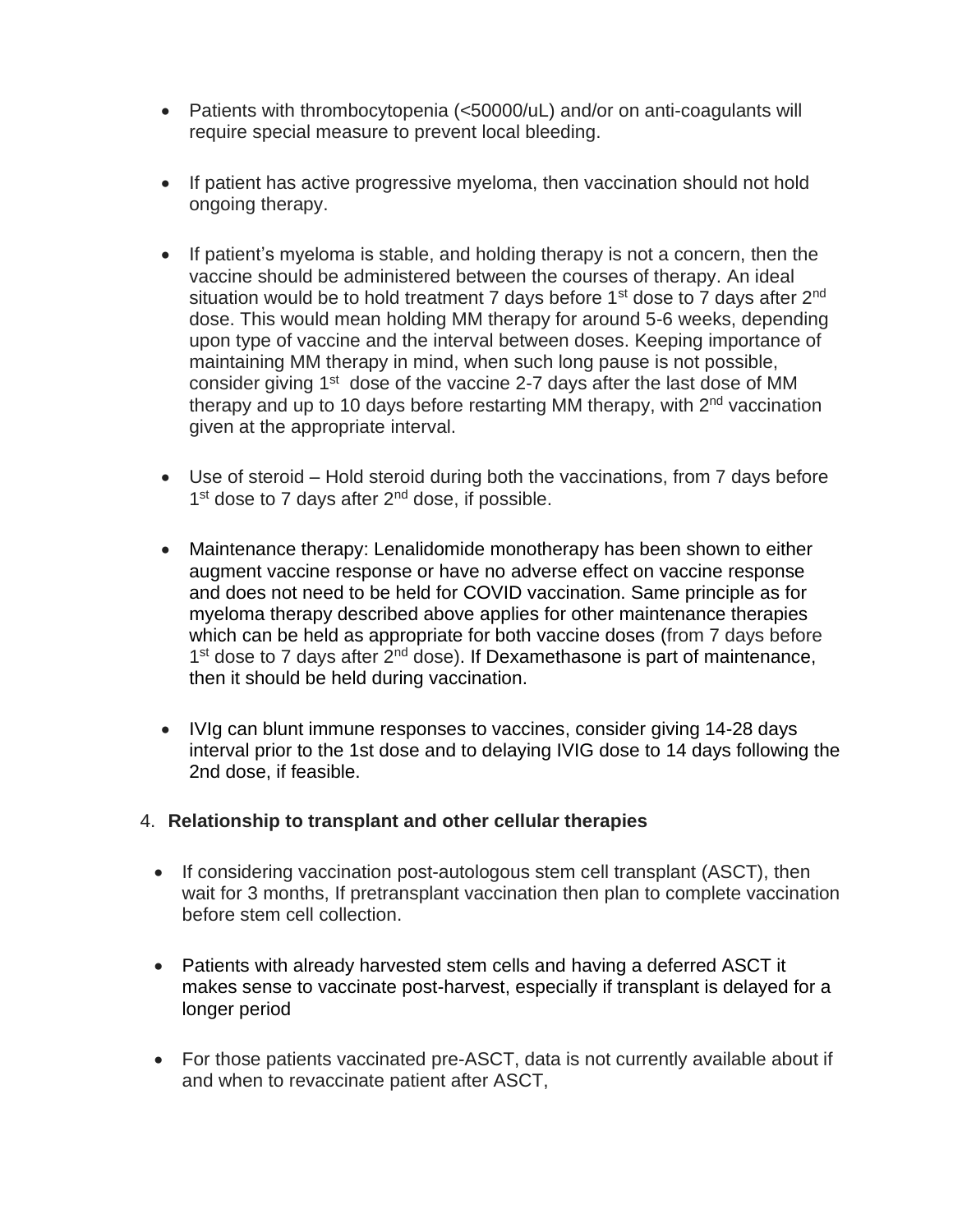- Patients with thrombocytopenia (<50000/uL) and/or on anti-coagulants will require special measure to prevent local bleeding.

- If patient has active progressive myeloma, then vaccination should not hold ongoing therapy.

- If patient's myeloma is stable, and holding therapy is not a concern, then the vaccine should be administered between the courses of therapy. An ideal situation would be to hold treatment 7 days before 1st dose to 7 days after 2nd dose. This would mean holding MM therapy for around 5-6 weeks, depending upon type of vaccine and the interval between doses. Keeping importance of maintaining MM therapy in mind, when such long pause is not possible, consider giving 1st dose of the vaccine 2-7 days after the last dose of MM therapy and up to 10 days before restarting MM therapy, with 2nd vaccination given at the appropriate interval.

- Use of steroid – Hold steroid during both the vaccinations, from 7 days before 1st dose to 7 days after 2nd dose, if possible.

- Maintenance therapy: Lenalidomide monotherapy has been shown to either augment vaccine response or have no adverse effect on vaccine response and does not need to be held for COVID vaccination. Same principle as for myeloma therapy described above applies for other maintenance therapies which can be held as appropriate for both vaccine doses (from 7 days before 1st dose to 7 days after 2nd dose). If Dexamethasone is part of maintenance, then it should be held during vaccination.

- IVIg can blunt immune responses to vaccines, consider giving 14-28 days interval prior to the 1st dose and to delaying IVIG dose to 14 days following the 2nd dose, if feasible.

4. **Relationship to transplant and other cellular therapies**

- If considering vaccination post-autologous stem cell transplant (ASCT), then wait for 3 months, If pretransplant vaccination then plan to complete vaccination before stem cell collection.

- Patients with already harvested stem cells and having a deferred ASCT it makes sense to vaccinate post-harvest, especially if transplant is delayed for a longer period

- For those patients vaccinated pre-ASCT, data is not currently available about if and when to revaccinate patient after ASCT,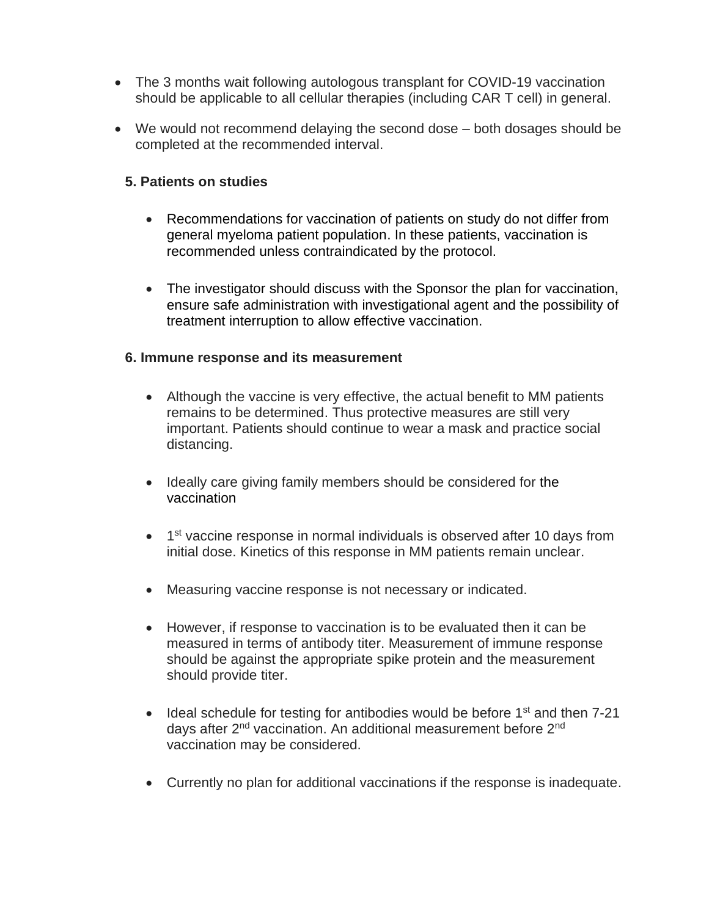- The 3 months wait following autologous transplant for COVID-19 vaccination should be applicable to all cellular therapies (including CAR T cell) in general.
- We would not recommend delaying the second dose – both dosages should be completed at the recommended interval.

**5. Patients on studies**

- Recommendations for vaccination of patients on study do not differ from general myeloma patient population. In these patients, vaccination is recommended unless contraindicated by the protocol.
- The investigator should discuss with the Sponsor the plan for vaccination, ensure safe administration with investigational agent and the possibility of treatment interruption to allow effective vaccination.

**6. Immune response and its measurement**

- Although the vaccine is very effective, the actual benefit to MM patients remains to be determined. Thus protective measures are still very important. Patients should continue to wear a mask and practice social distancing.
- Ideally care giving family members should be considered for the vaccination
- 1st vaccine response in normal individuals is observed after 10 days from initial dose. Kinetics of this response in MM patients remain unclear.
- Measuring vaccine response is not necessary or indicated.
- However, if response to vaccination is to be evaluated then it can be measured in terms of antibody titer. Measurement of immune response should be against the appropriate spike protein and the measurement should provide titer.
- Ideal schedule for testing for antibodies would be before 1st and then 7-21 days after 2nd vaccination. An additional measurement before 2nd vaccination may be considered.
- Currently no plan for additional vaccinations if the response is inadequate.